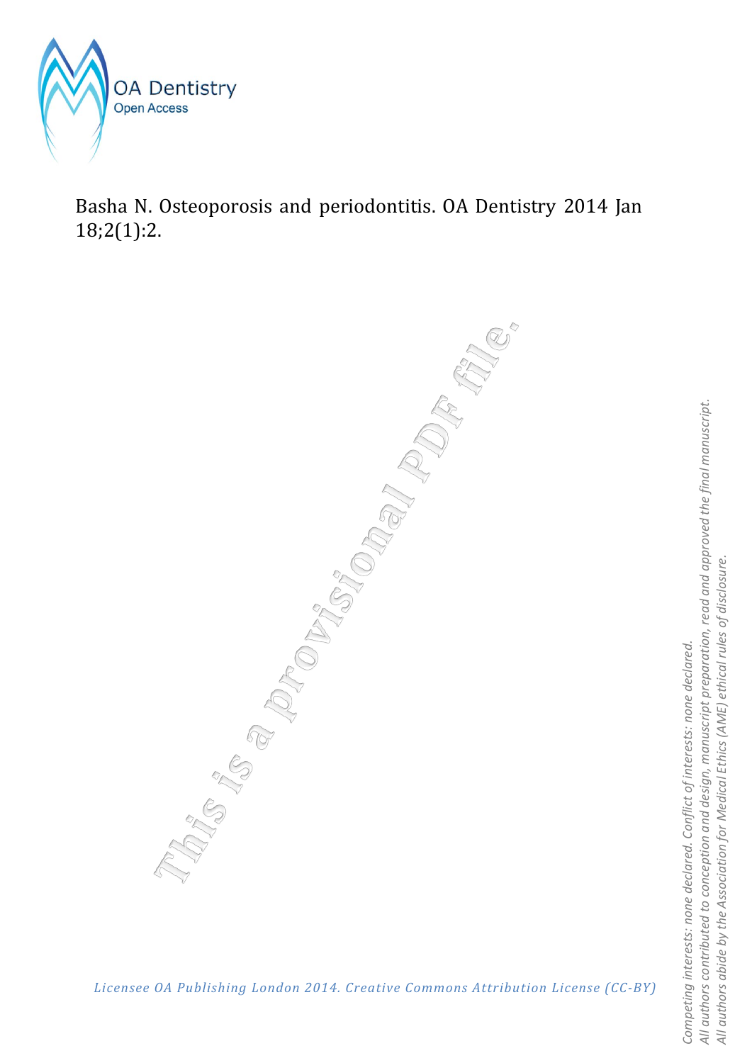Basha N. Osteoporosis and periodontitis. OA Dentistry 2014 Jan 18;2(1):2.

This is a provisional PDF file.

*Licensee OA Publishing London 2014. Creative Commons Attribution License (CC-BY)*

*Competing interests: none declared. Conflict of interests: none declared.*
*All authors contributed to conception and design, manuscript preparation, read and approved the final manuscript.*
*All authors abide by the Association for Medical Ethics (AME) ethical rules of disclosure.*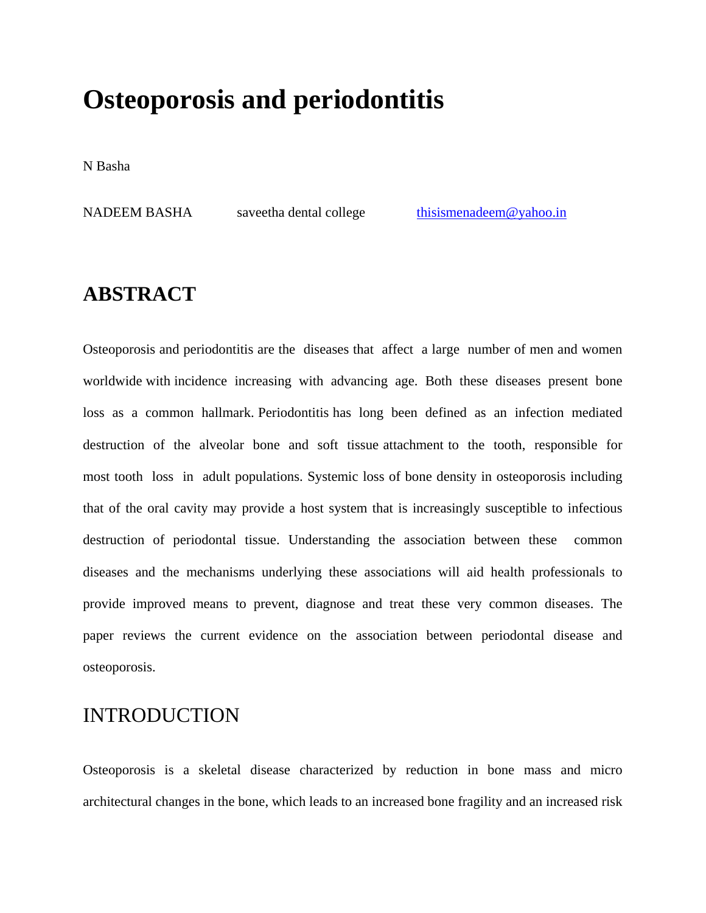# Osteoporosis and periodontitis

N Basha

NADEEM BASHA saveetha dental college thisismenadeem@yahoo.in

## ABSTRACT

Osteoporosis and periodontitis are the diseases that affect a large number of men and women worldwide with incidence increasing with advancing age. Both these diseases present bone loss as a common hallmark. Periodontitis has long been defined as an infection mediated destruction of the alveolar bone and soft tissue attachment to the tooth, responsible for most tooth loss in adult populations. Systemic loss of bone density in osteoporosis including that of the oral cavity may provide a host system that is increasingly susceptible to infectious destruction of periodontal tissue. Understanding the association between these common diseases and the mechanisms underlying these associations will aid health professionals to provide improved means to prevent, diagnose and treat these very common diseases. The paper reviews the current evidence on the association between periodontal disease and osteoporosis.

## INTRODUCTION

Osteoporosis is a skeletal disease characterized by reduction in bone mass and micro architectural changes in the bone, which leads to an increased bone fragility and an increased risk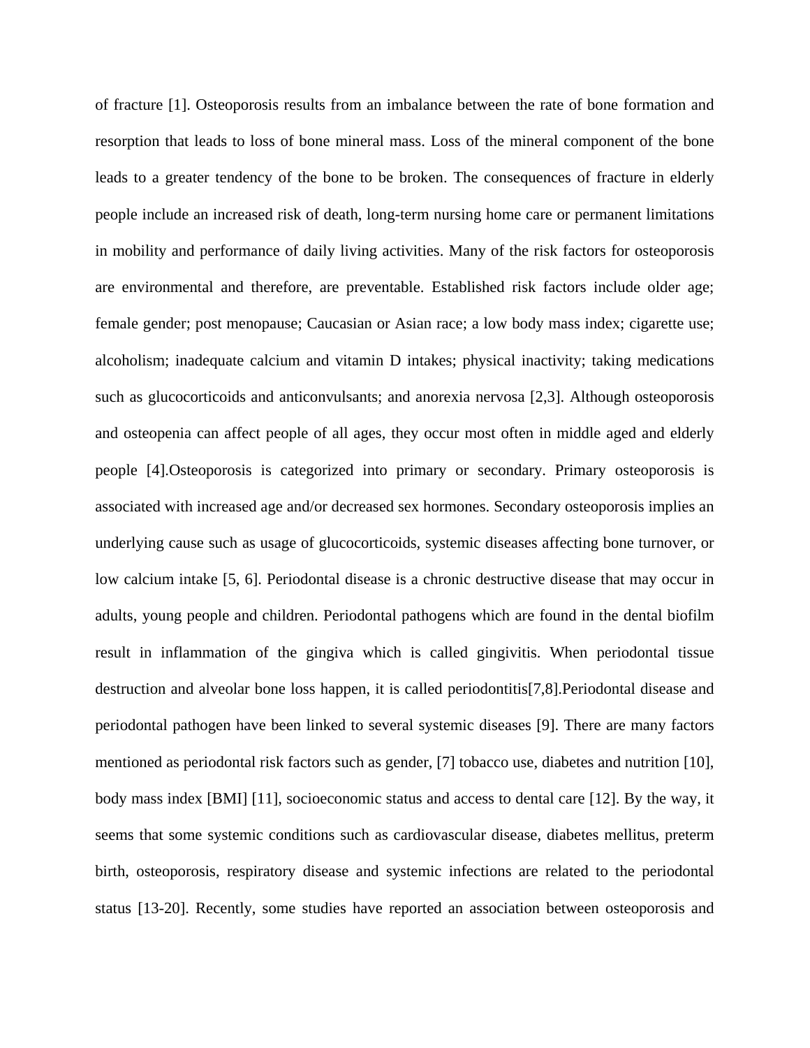of fracture [1]. Osteoporosis results from an imbalance between the rate of bone formation and resorption that leads to loss of bone mineral mass. Loss of the mineral component of the bone leads to a greater tendency of the bone to be broken. The consequences of fracture in elderly people include an increased risk of death, long-term nursing home care or permanent limitations in mobility and performance of daily living activities. Many of the risk factors for osteoporosis are environmental and therefore, are preventable. Established risk factors include older age; female gender; post menopause; Caucasian or Asian race; a low body mass index; cigarette use; alcoholism; inadequate calcium and vitamin D intakes; physical inactivity; taking medications such as glucocorticoids and anticonvulsants; and anorexia nervosa [2,3]. Although osteoporosis and osteopenia can affect people of all ages, they occur most often in middle aged and elderly people [4].Osteoporosis is categorized into primary or secondary. Primary osteoporosis is associated with increased age and/or decreased sex hormones. Secondary osteoporosis implies an underlying cause such as usage of glucocorticoids, systemic diseases affecting bone turnover, or low calcium intake [5, 6]. Periodontal disease is a chronic destructive disease that may occur in adults, young people and children. Periodontal pathogens which are found in the dental biofilm result in inflammation of the gingiva which is called gingivitis. When periodontal tissue destruction and alveolar bone loss happen, it is called periodontitis[7,8].Periodontal disease and periodontal pathogen have been linked to several systemic diseases [9]. There are many factors mentioned as periodontal risk factors such as gender, [7] tobacco use, diabetes and nutrition [10], body mass index [BMI] [11], socioeconomic status and access to dental care [12]. By the way, it seems that some systemic conditions such as cardiovascular disease, diabetes mellitus, preterm birth, osteoporosis, respiratory disease and systemic infections are related to the periodontal status [13-20]. Recently, some studies have reported an association between osteoporosis and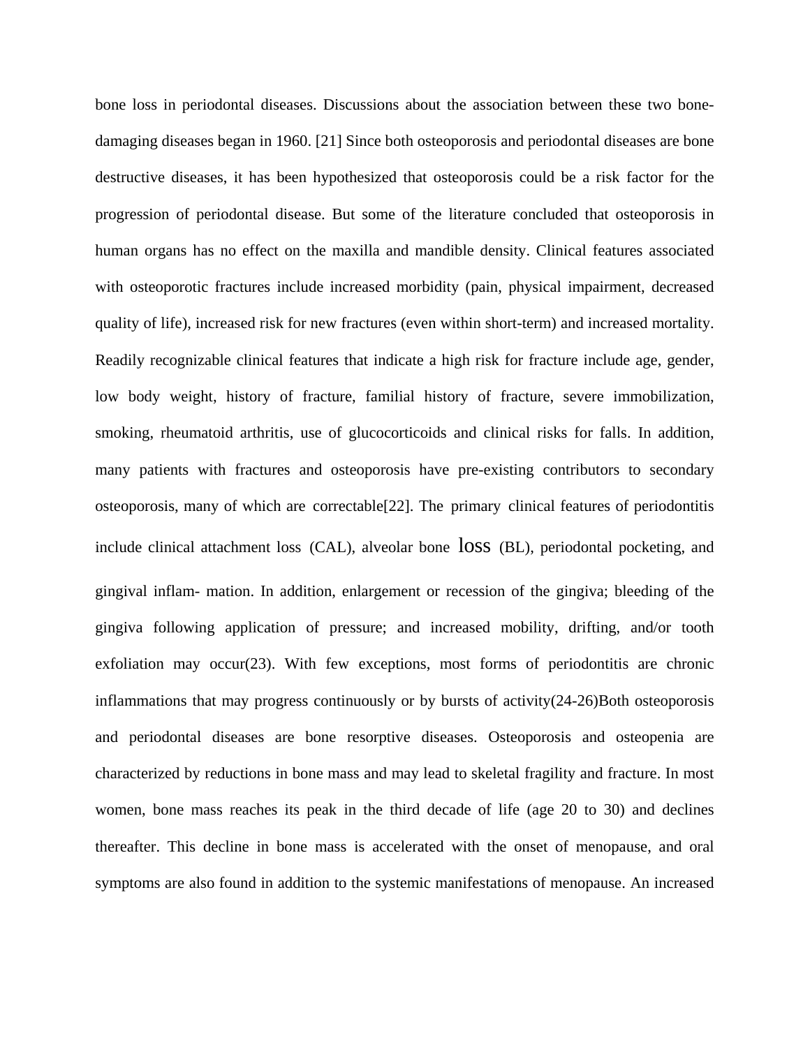bone loss in periodontal diseases. Discussions about the association between these two bone-damaging diseases began in 1960. [21] Since both osteoporosis and periodontal diseases are bone destructive diseases, it has been hypothesized that osteoporosis could be a risk factor for the progression of periodontal disease. But some of the literature concluded that osteoporosis in human organs has no effect on the maxilla and mandible density. Clinical features associated with osteoporotic fractures include increased morbidity (pain, physical impairment, decreased quality of life), increased risk for new fractures (even within short-term) and increased mortality. Readily recognizable clinical features that indicate a high risk for fracture include age, gender, low body weight, history of fracture, familial history of fracture, severe immobilization, smoking, rheumatoid arthritis, use of glucocorticoids and clinical risks for falls. In addition, many patients with fractures and osteoporosis have pre-existing contributors to secondary osteoporosis, many of which are correctable[22]. The primary clinical features of periodontitis include clinical attachment loss (CAL), alveolar bone loss (BL), periodontal pocketing, and gingival inflam- mation. In addition, enlargement or recession of the gingiva; bleeding of the gingiva following application of pressure; and increased mobility, drifting, and/or tooth exfoliation may occur(23). With few exceptions, most forms of periodontitis are chronic inflammations that may progress continuously or by bursts of activity(24-26)Both osteoporosis and periodontal diseases are bone resorptive diseases. Osteoporosis and osteopenia are characterized by reductions in bone mass and may lead to skeletal fragility and fracture. In most women, bone mass reaches its peak in the third decade of life (age 20 to 30) and declines thereafter. This decline in bone mass is accelerated with the onset of menopause, and oral symptoms are also found in addition to the systemic manifestations of menopause. An increased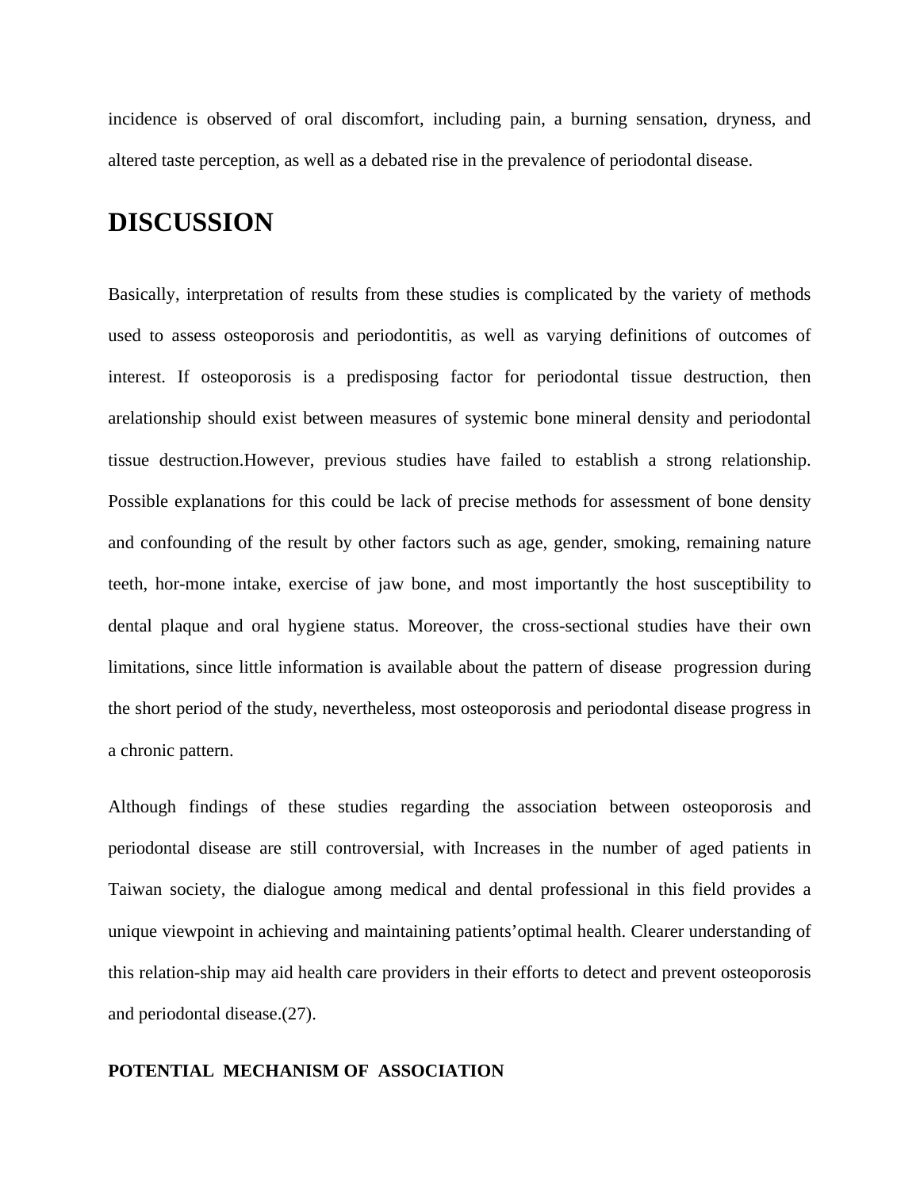incidence is observed of oral discomfort, including pain, a burning sensation, dryness, and altered taste perception, as well as a debated rise in the prevalence of periodontal disease.

# DISCUSSION

Basically, interpretation of results from these studies is complicated by the variety of methods used to assess osteoporosis and periodontitis, as well as varying definitions of outcomes of interest. If osteoporosis is a predisposing factor for periodontal tissue destruction, then arelationship should exist between measures of systemic bone mineral density and periodontal tissue destruction.However, previous studies have failed to establish a strong relationship. Possible explanations for this could be lack of precise methods for assessment of bone density and confounding of the result by other factors such as age, gender, smoking, remaining nature teeth, hor-mone intake, exercise of jaw bone, and most importantly the host susceptibility to dental plaque and oral hygiene status. Moreover, the cross-sectional studies have their own limitations, since little information is available about the pattern of disease progression during the short period of the study, nevertheless, most osteoporosis and periodontal disease progress in a chronic pattern.

Although findings of these studies regarding the association between osteoporosis and periodontal disease are still controversial, with Increases in the number of aged patients in Taiwan society, the dialogue among medical and dental professional in this field provides a unique viewpoint in achieving and maintaining patients'optimal health. Clearer understanding of this relation-ship may aid health care providers in their efforts to detect and prevent osteoporosis and periodontal disease.(27).

**POTENTIAL MECHANISM OF ASSOCIATION**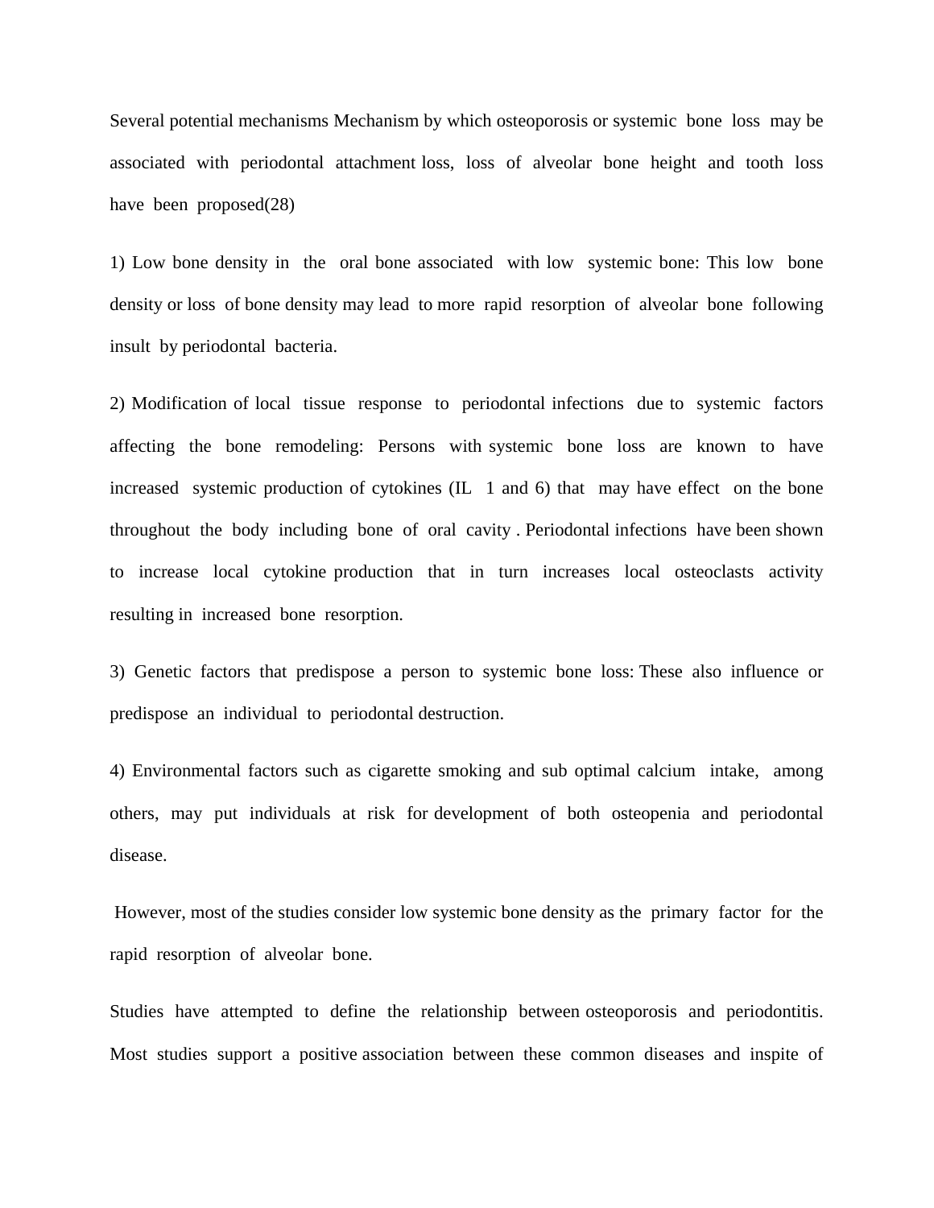Several potential mechanisms Mechanism by which osteoporosis or systemic bone loss may be associated with periodontal attachment loss, loss of alveolar bone height and tooth loss have been proposed(28)

1) Low bone density in the oral bone associated with low systemic bone: This low bone density or loss of bone density may lead to more rapid resorption of alveolar bone following insult by periodontal bacteria.

2) Modification of local tissue response to periodontal infections due to systemic factors affecting the bone remodeling: Persons with systemic bone loss are known to have increased systemic production of cytokines (IL 1 and 6) that may have effect on the bone throughout the body including bone of oral cavity . Periodontal infections have been shown to increase local cytokine production that in turn increases local osteoclasts activity resulting in increased bone resorption.

3) Genetic factors that predispose a person to systemic bone loss: These also influence or predispose an individual to periodontal destruction.

4) Environmental factors such as cigarette smoking and sub optimal calcium intake, among others, may put individuals at risk for development of both osteopenia and periodontal disease.

However, most of the studies consider low systemic bone density as the primary factor for the rapid resorption of alveolar bone.

Studies have attempted to define the relationship between osteoporosis and periodontitis. Most studies support a positive association between these common diseases and inspite of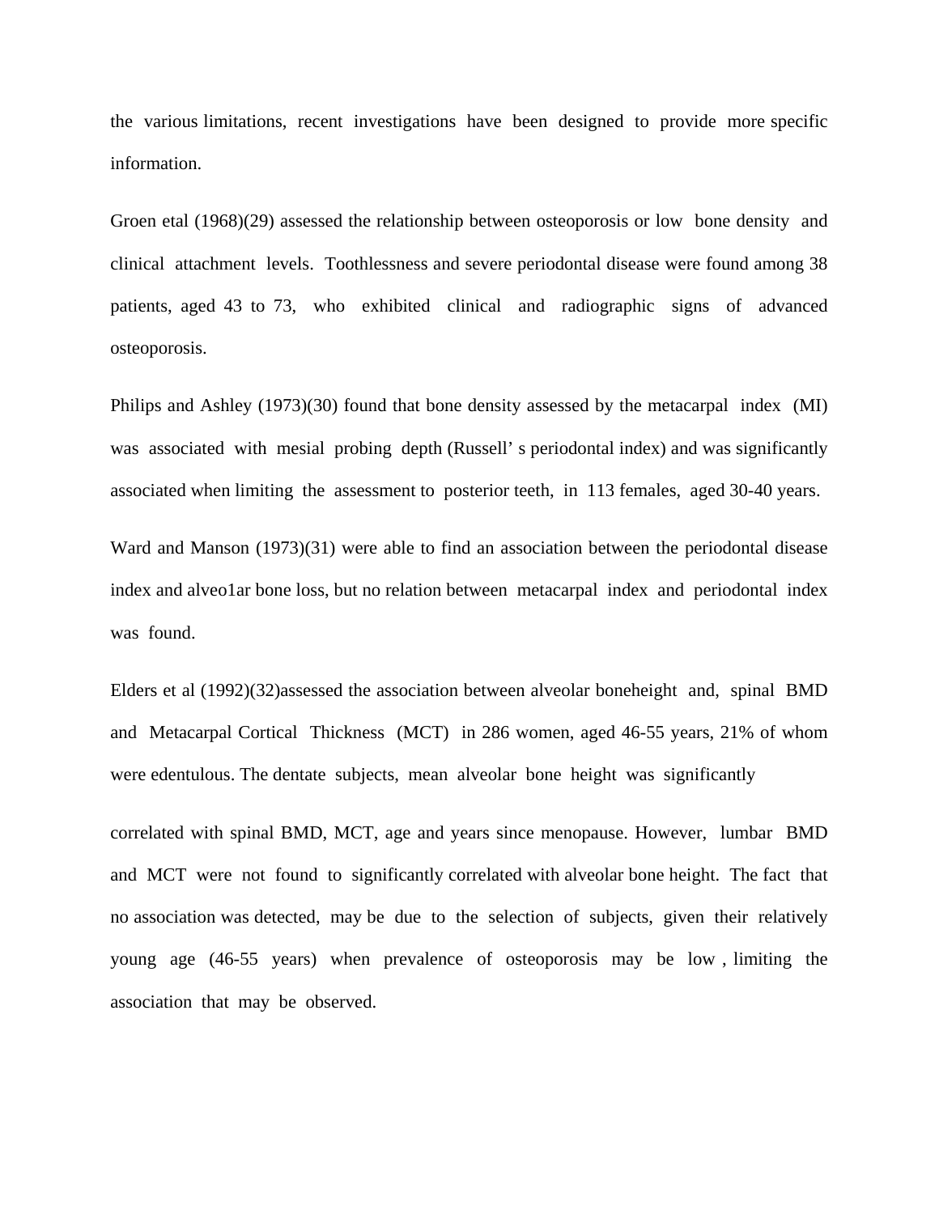the various limitations, recent investigations have been designed to provide more specific information.

Groen etal (1968)(29) assessed the relationship between osteoporosis or low bone density and clinical attachment levels. Toothlessness and severe periodontal disease were found among 38 patients, aged 43 to 73, who exhibited clinical and radiographic signs of advanced osteoporosis.

Philips and Ashley (1973)(30) found that bone density assessed by the metacarpal index (MI) was associated with mesial probing depth (Russell' s periodontal index) and was significantly associated when limiting the assessment to posterior teeth, in 113 females, aged 30-40 years.

Ward and Manson (1973)(31) were able to find an association between the periodontal disease index and alveo1ar bone loss, but no relation between metacarpal index and periodontal index was found.

Elders et al (1992)(32)assessed the association between alveolar boneheight and, spinal BMD and Metacarpal Cortical Thickness (MCT) in 286 women, aged 46-55 years, 21% of whom were edentulous. The dentate subjects, mean alveolar bone height was significantly

correlated with spinal BMD, MCT, age and years since menopause. However, lumbar BMD and MCT were not found to significantly correlated with alveolar bone height. The fact that no association was detected, may be due to the selection of subjects, given their relatively young age (46-55 years) when prevalence of osteoporosis may be low , limiting the association that may be observed.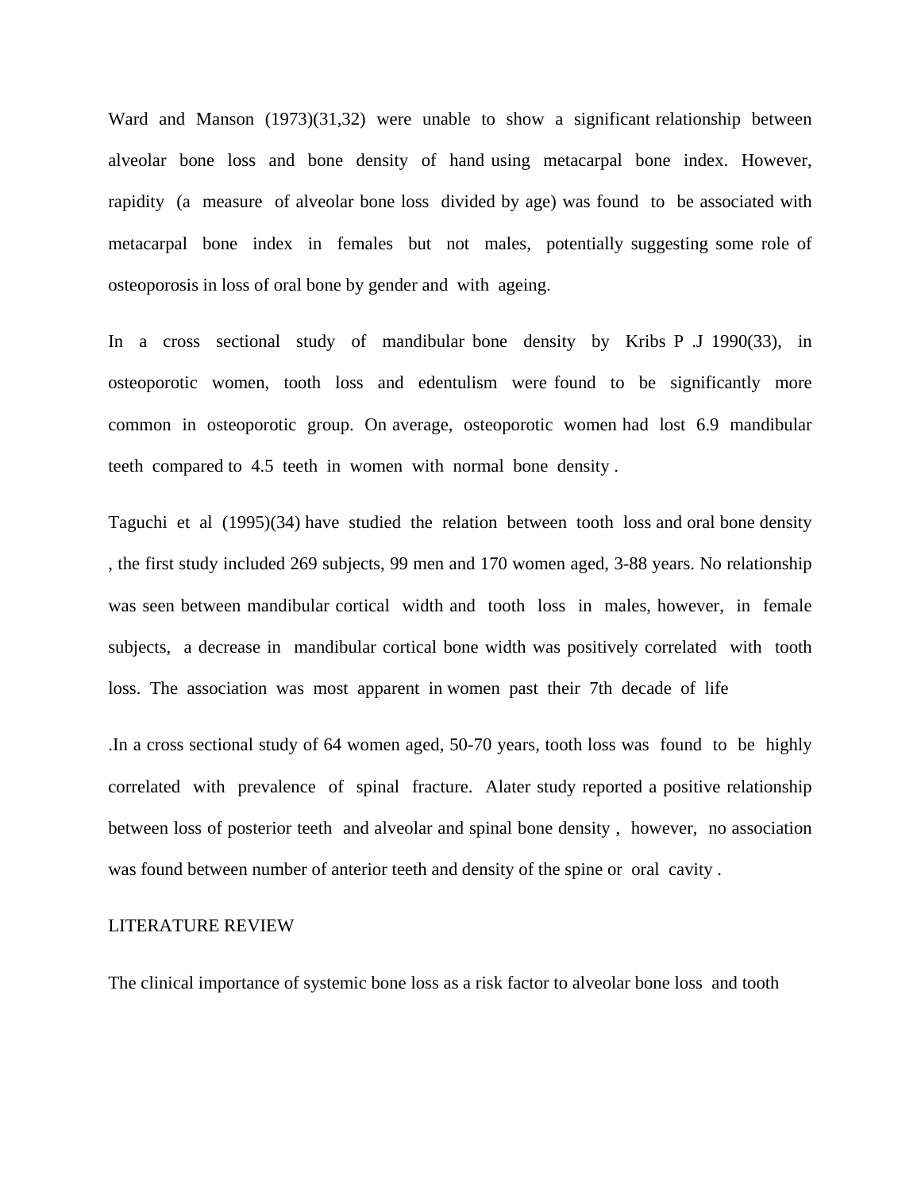Ward and Manson (1973)(31,32) were unable to show a significant relationship between alveolar bone loss and bone density of hand using metacarpal bone index. However, rapidity (a measure of alveolar bone loss divided by age) was found to be associated with metacarpal bone index in females but not males, potentially suggesting some role of osteoporosis in loss of oral bone by gender and with ageing.

In a cross sectional study of mandibular bone density by Kribs P .J 1990(33), in osteoporotic women, tooth loss and edentulism were found to be significantly more common in osteoporotic group. On average, osteoporotic women had lost 6.9 mandibular teeth compared to 4.5 teeth in women with normal bone density .

Taguchi et al (1995)(34) have studied the relation between tooth loss and oral bone density , the first study included 269 subjects, 99 men and 170 women aged, 3-88 years. No relationship was seen between mandibular cortical width and tooth loss in males, however, in female subjects, a decrease in mandibular cortical bone width was positively correlated with tooth loss. The association was most apparent in women past their 7th decade of life

.In a cross sectional study of 64 women aged, 50-70 years, tooth loss was found to be highly correlated with prevalence of spinal fracture. Alater study reported a positive relationship between loss of posterior teeth and alveolar and spinal bone density , however, no association was found between number of anterior teeth and density of the spine or oral cavity .

LITERATURE REVIEW

The clinical importance of systemic bone loss as a risk factor to alveolar bone loss and tooth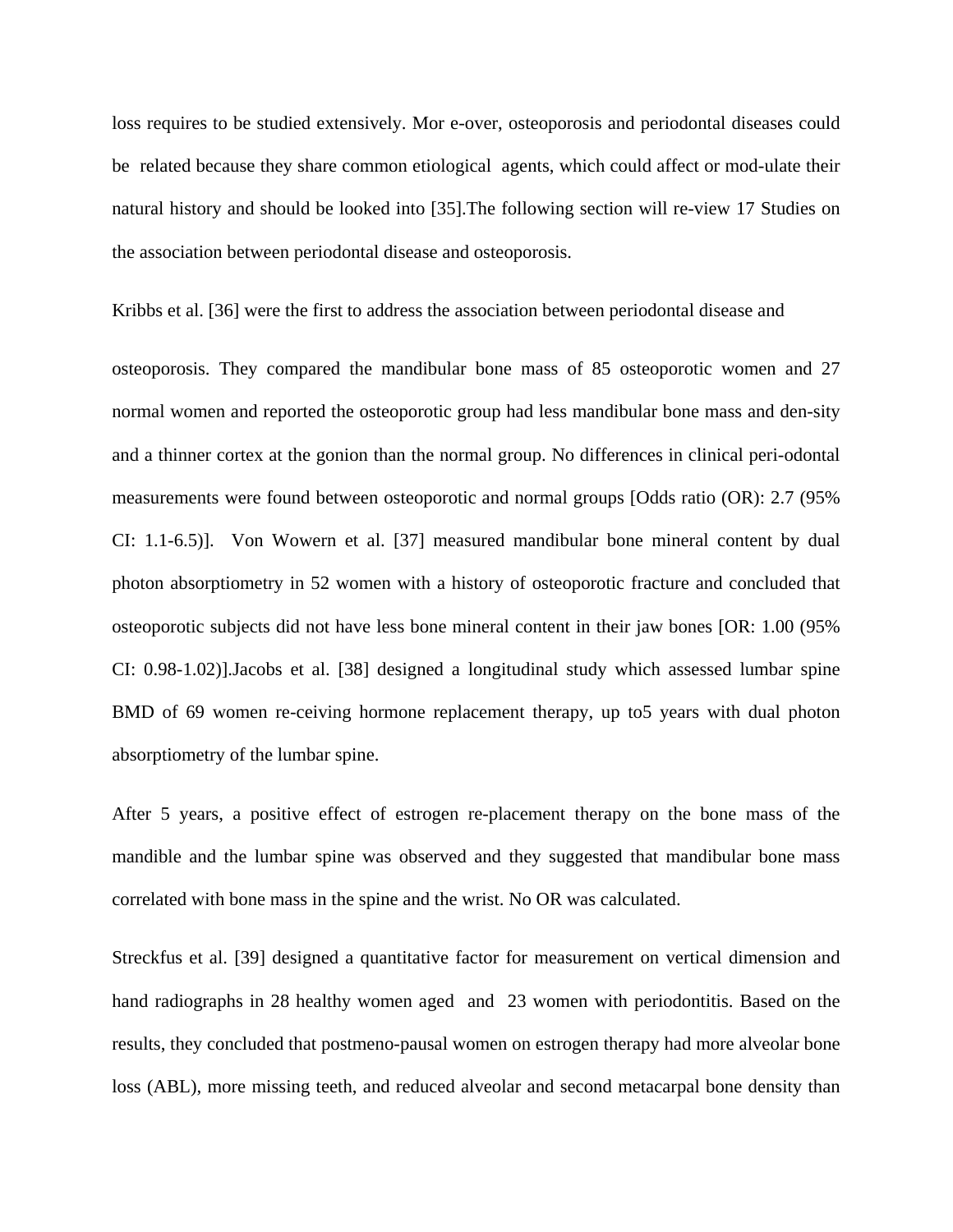loss requires to be studied extensively. Mor e-over, osteoporosis and periodontal diseases could be related because they share common etiological agents, which could affect or mod-ulate their natural history and should be looked into [35].The following section will re-view 17 Studies on the association between periodontal disease and osteoporosis.

Kribbs et al. [36] were the first to address the association between periodontal disease and

osteoporosis. They compared the mandibular bone mass of 85 osteoporotic women and 27 normal women and reported the osteoporotic group had less mandibular bone mass and den-sity and a thinner cortex at the gonion than the normal group. No differences in clinical peri-odontal measurements were found between osteoporotic and normal groups [Odds ratio (OR): 2.7 (95% CI: 1.1-6.5)]. Von Wowern et al. [37] measured mandibular bone mineral content by dual photon absorptiometry in 52 women with a history of osteoporotic fracture and concluded that osteoporotic subjects did not have less bone mineral content in their jaw bones [OR: 1.00 (95% CI: 0.98-1.02)].Jacobs et al. [38] designed a longitudinal study which assessed lumbar spine BMD of 69 women re-ceiving hormone replacement therapy, up to5 years with dual photon absorptiometry of the lumbar spine.

After 5 years, a positive effect of estrogen re-placement therapy on the bone mass of the mandible and the lumbar spine was observed and they suggested that mandibular bone mass correlated with bone mass in the spine and the wrist. No OR was calculated.

Streckfus et al. [39] designed a quantitative factor for measurement on vertical dimension and hand radiographs in 28 healthy women aged and 23 women with periodontitis. Based on the results, they concluded that postmeno-pausal women on estrogen therapy had more alveolar bone loss (ABL), more missing teeth, and reduced alveolar and second metacarpal bone density than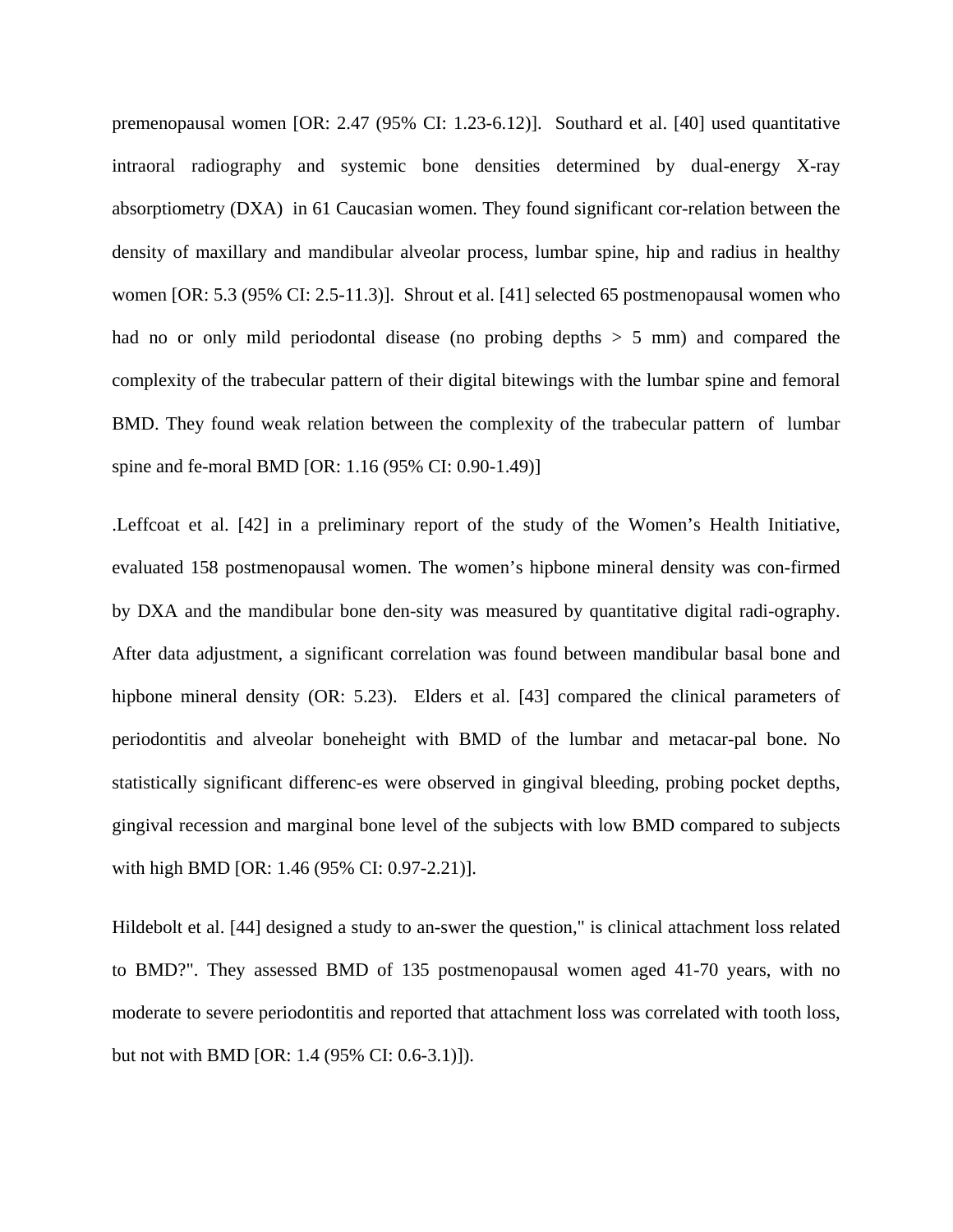premenopausal women [OR: 2.47 (95% CI: 1.23-6.12)]. Southard et al. [40] used quantitative intraoral radiography and systemic bone densities determined by dual-energy X-ray absorptiometry (DXA) in 61 Caucasian women. They found significant cor-relation between the density of maxillary and mandibular alveolar process, lumbar spine, hip and radius in healthy women [OR: 5.3 (95% CI: 2.5-11.3)]. Shrout et al. [41] selected 65 postmenopausal women who had no or only mild periodontal disease (no probing depths > 5 mm) and compared the complexity of the trabecular pattern of their digital bitewings with the lumbar spine and femoral BMD. They found weak relation between the complexity of the trabecular pattern of lumbar spine and fe-moral BMD [OR: 1.16 (95% CI: 0.90-1.49)]

.Leffcoat et al. [42] in a preliminary report of the study of the Women's Health Initiative, evaluated 158 postmenopausal women. The women's hipbone mineral density was con-firmed by DXA and the mandibular bone den-sity was measured by quantitative digital radi-ography. After data adjustment, a significant correlation was found between mandibular basal bone and hipbone mineral density (OR: 5.23). Elders et al. [43] compared the clinical parameters of periodontitis and alveolar boneheight with BMD of the lumbar and metacar-pal bone. No statistically significant differenc-es were observed in gingival bleeding, probing pocket depths, gingival recession and marginal bone level of the subjects with low BMD compared to subjects with high BMD [OR: 1.46 (95% CI: 0.97-2.21)].

Hildebolt et al. [44] designed a study to an-swer the question," is clinical attachment loss related to BMD?". They assessed BMD of 135 postmenopausal women aged 41-70 years, with no moderate to severe periodontitis and reported that attachment loss was correlated with tooth loss, but not with BMD [OR: 1.4 (95% CI: 0.6-3.1)]).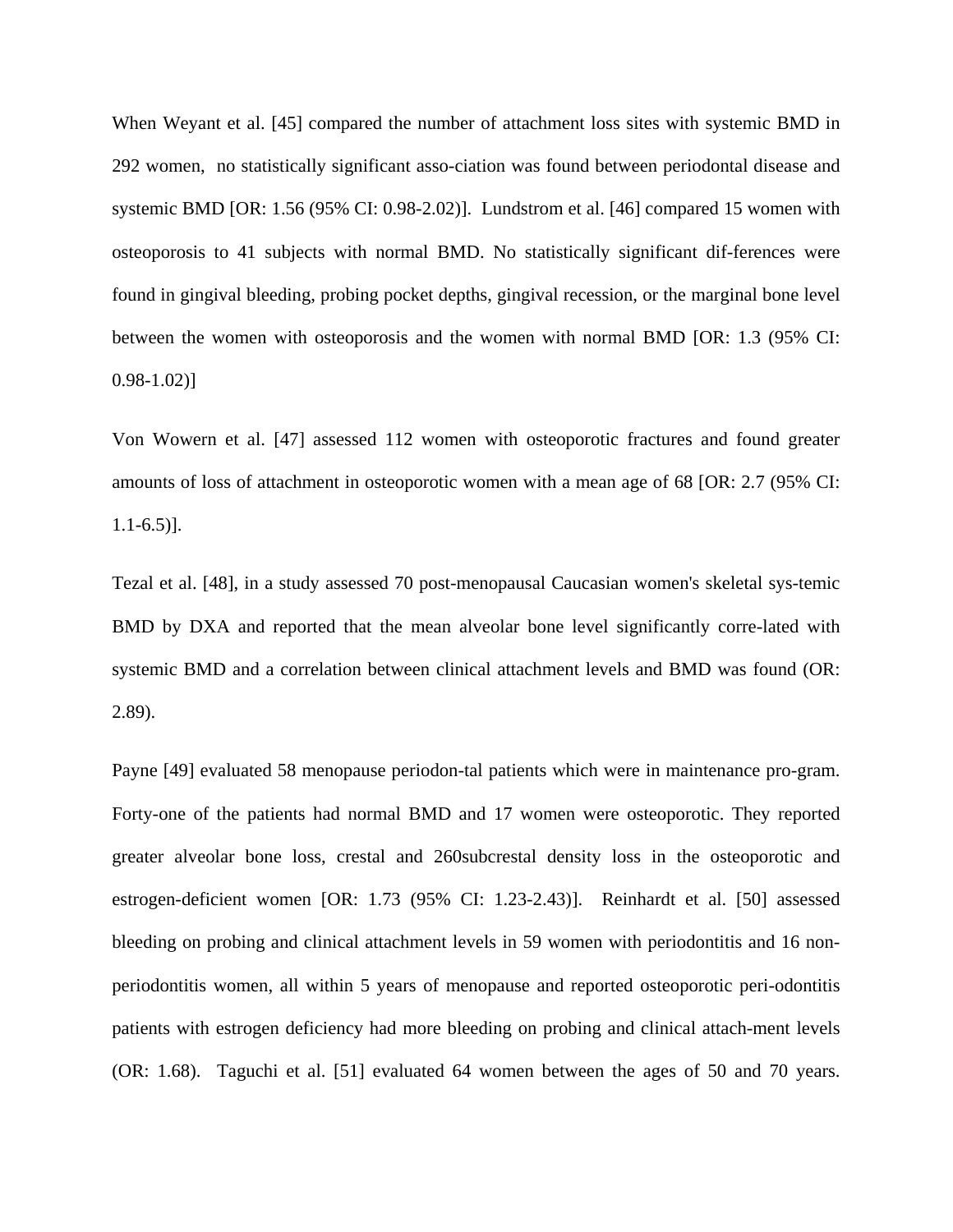When Weyant et al. [45] compared the number of attachment loss sites with systemic BMD in 292 women, no statistically significant asso-ciation was found between periodontal disease and systemic BMD [OR: 1.56 (95% CI: 0.98-2.02)]. Lundstrom et al. [46] compared 15 women with osteoporosis to 41 subjects with normal BMD. No statistically significant dif-ferences were found in gingival bleeding, probing pocket depths, gingival recession, or the marginal bone level between the women with osteoporosis and the women with normal BMD [OR: 1.3 (95% CI: 0.98-1.02)]

Von Wowern et al. [47] assessed 112 women with osteoporotic fractures and found greater amounts of loss of attachment in osteoporotic women with a mean age of 68 [OR: 2.7 (95% CI: 1.1-6.5)].

Tezal et al. [48], in a study assessed 70 post-menopausal Caucasian women's skeletal sys-temic BMD by DXA and reported that the mean alveolar bone level significantly corre-lated with systemic BMD and a correlation between clinical attachment levels and BMD was found (OR: 2.89).

Payne [49] evaluated 58 menopause periodon-tal patients which were in maintenance pro-gram. Forty-one of the patients had normal BMD and 17 women were osteoporotic. They reported greater alveolar bone loss, crestal and 260subcrestal density loss in the osteoporotic and estrogen-deficient women [OR: 1.73 (95% CI: 1.23-2.43)]. Reinhardt et al. [50] assessed bleeding on probing and clinical attachment levels in 59 women with periodontitis and 16 non-periodontitis women, all within 5 years of menopause and reported osteoporotic peri-odontitis patients with estrogen deficiency had more bleeding on probing and clinical attach-ment levels (OR: 1.68). Taguchi et al. [51] evaluated 64 women between the ages of 50 and 70 years.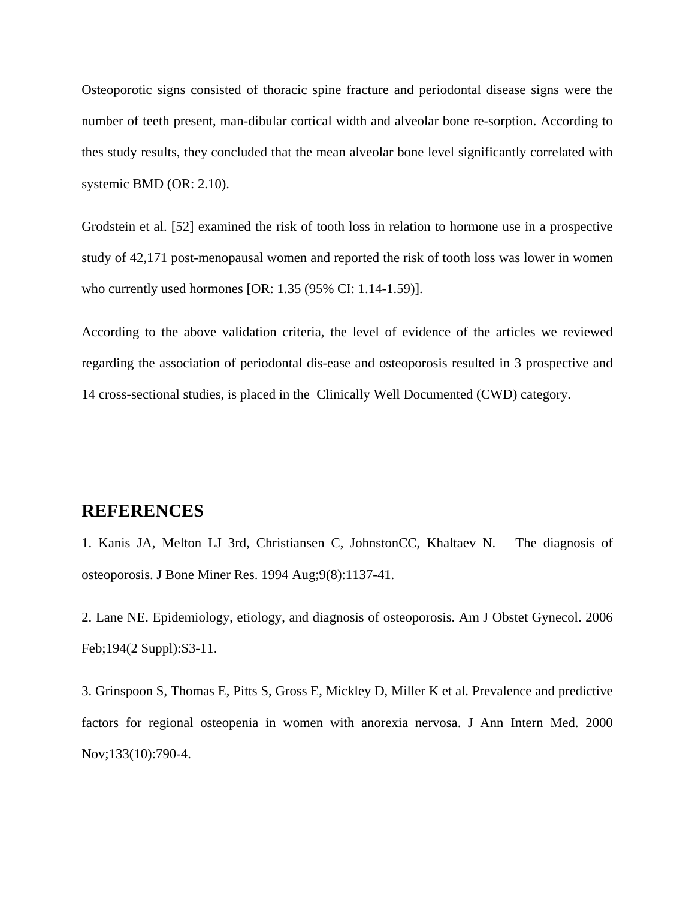Osteoporotic signs consisted of thoracic spine fracture and periodontal disease signs were the number of teeth present, man-dibular cortical width and alveolar bone re-sorption. According to thes study results, they concluded that the mean alveolar bone level significantly correlated with systemic BMD (OR: 2.10).

Grodstein et al. [52] examined the risk of tooth loss in relation to hormone use in a prospective study of 42,171 post-menopausal women and reported the risk of tooth loss was lower in women who currently used hormones [OR: 1.35 (95% CI: 1.14-1.59)].

According to the above validation criteria, the level of evidence of the articles we reviewed regarding the association of periodontal dis-ease and osteoporosis resulted in 3 prospective and 14 cross-sectional studies, is placed in the Clinically Well Documented (CWD) category.

## REFERENCES

1. Kanis JA, Melton LJ 3rd, Christiansen C, JohnstonCC, Khaltaev N. The diagnosis of osteoporosis. J Bone Miner Res. 1994 Aug;9(8):1137-41.

2. Lane NE. Epidemiology, etiology, and diagnosis of osteoporosis. Am J Obstet Gynecol. 2006 Feb;194(2 Suppl):S3-11.

3. Grinspoon S, Thomas E, Pitts S, Gross E, Mickley D, Miller K et al. Prevalence and predictive factors for regional osteopenia in women with anorexia nervosa. J Ann Intern Med. 2000 Nov;133(10):790-4.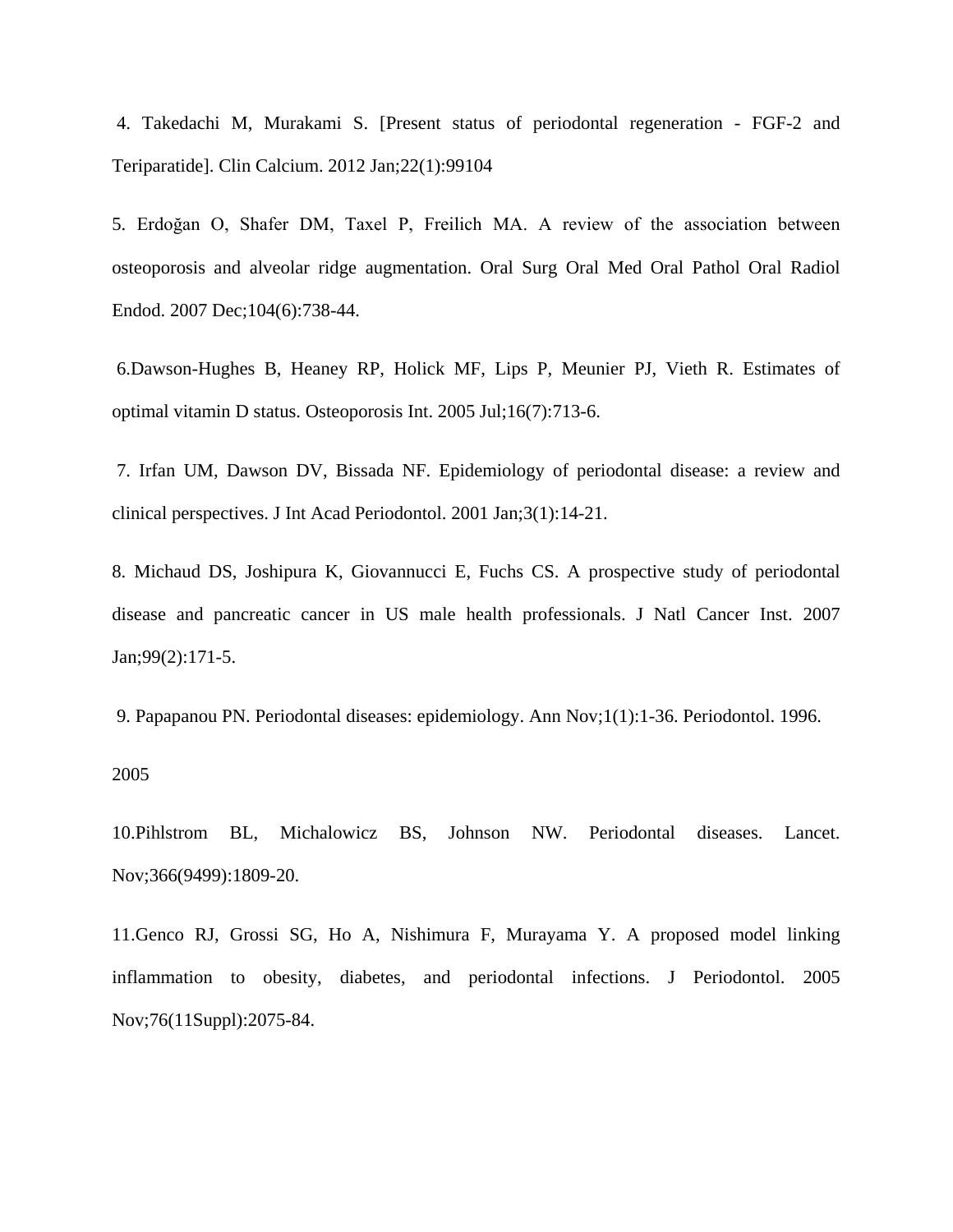4. Takedachi M, Murakami S. [Present status of periodontal regeneration - FGF-2 and Teriparatide]. Clin Calcium. 2012 Jan;22(1):99104

5. Erdoğan O, Shafer DM, Taxel P, Freilich MA. A review of the association between osteoporosis and alveolar ridge augmentation. Oral Surg Oral Med Oral Pathol Oral Radiol Endod. 2007 Dec;104(6):738-44.

6.Dawson-Hughes B, Heaney RP, Holick MF, Lips P, Meunier PJ, Vieth R. Estimates of optimal vitamin D status. Osteoporosis Int. 2005 Jul;16(7):713-6.

7. Irfan UM, Dawson DV, Bissada NF. Epidemiology of periodontal disease: a review and clinical perspectives. J Int Acad Periodontol. 2001 Jan;3(1):14-21.

8. Michaud DS, Joshipura K, Giovannucci E, Fuchs CS. A prospective study of periodontal disease and pancreatic cancer in US male health professionals. J Natl Cancer Inst. 2007 Jan;99(2):171-5.

9. Papapanou PN. Periodontal diseases: epidemiology. Ann Nov;1(1):1-36. Periodontol. 1996.

2005

10.Pihlstrom BL, Michalowicz BS, Johnson NW. Periodontal diseases. Lancet. Nov;366(9499):1809-20.

11.Genco RJ, Grossi SG, Ho A, Nishimura F, Murayama Y. A proposed model linking inflammation to obesity, diabetes, and periodontal infections. J Periodontol. 2005 Nov;76(11Suppl):2075-84.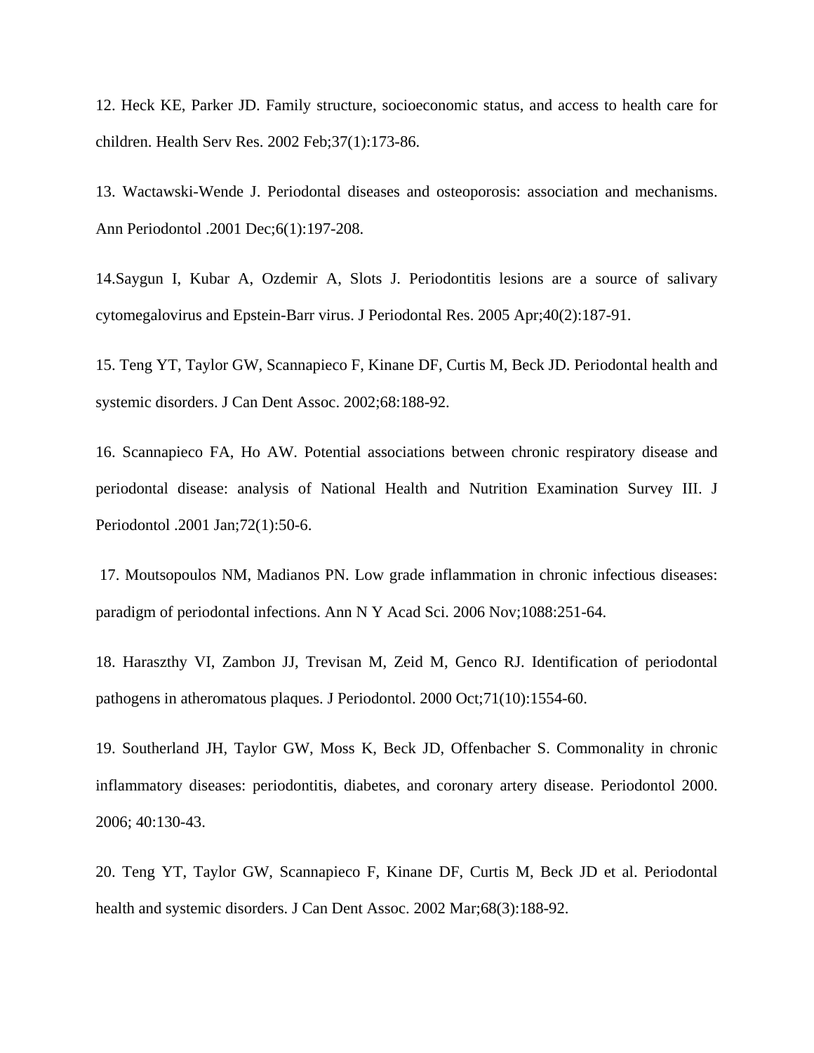12. Heck KE, Parker JD. Family structure, socioeconomic status, and access to health care for children. Health Serv Res. 2002 Feb;37(1):173-86.

13. Wactawski-Wende J. Periodontal diseases and osteoporosis: association and mechanisms. Ann Periodontol .2001 Dec;6(1):197-208.

14.Saygun I, Kubar A, Ozdemir A, Slots J. Periodontitis lesions are a source of salivary cytomegalovirus and Epstein-Barr virus. J Periodontal Res. 2005 Apr;40(2):187-91.

15. Teng YT, Taylor GW, Scannapieco F, Kinane DF, Curtis M, Beck JD. Periodontal health and systemic disorders. J Can Dent Assoc. 2002;68:188-92.

16. Scannapieco FA, Ho AW. Potential associations between chronic respiratory disease and periodontal disease: analysis of National Health and Nutrition Examination Survey III. J Periodontol .2001 Jan;72(1):50-6.

17. Moutsopoulos NM, Madianos PN. Low grade inflammation in chronic infectious diseases: paradigm of periodontal infections. Ann N Y Acad Sci. 2006 Nov;1088:251-64.

18. Haraszthy VI, Zambon JJ, Trevisan M, Zeid M, Genco RJ. Identification of periodontal pathogens in atheromatous plaques. J Periodontol. 2000 Oct;71(10):1554-60.

19. Southerland JH, Taylor GW, Moss K, Beck JD, Offenbacher S. Commonality in chronic inflammatory diseases: periodontitis, diabetes, and coronary artery disease. Periodontol 2000. 2006; 40:130-43.

20. Teng YT, Taylor GW, Scannapieco F, Kinane DF, Curtis M, Beck JD et al. Periodontal health and systemic disorders. J Can Dent Assoc. 2002 Mar;68(3):188-92.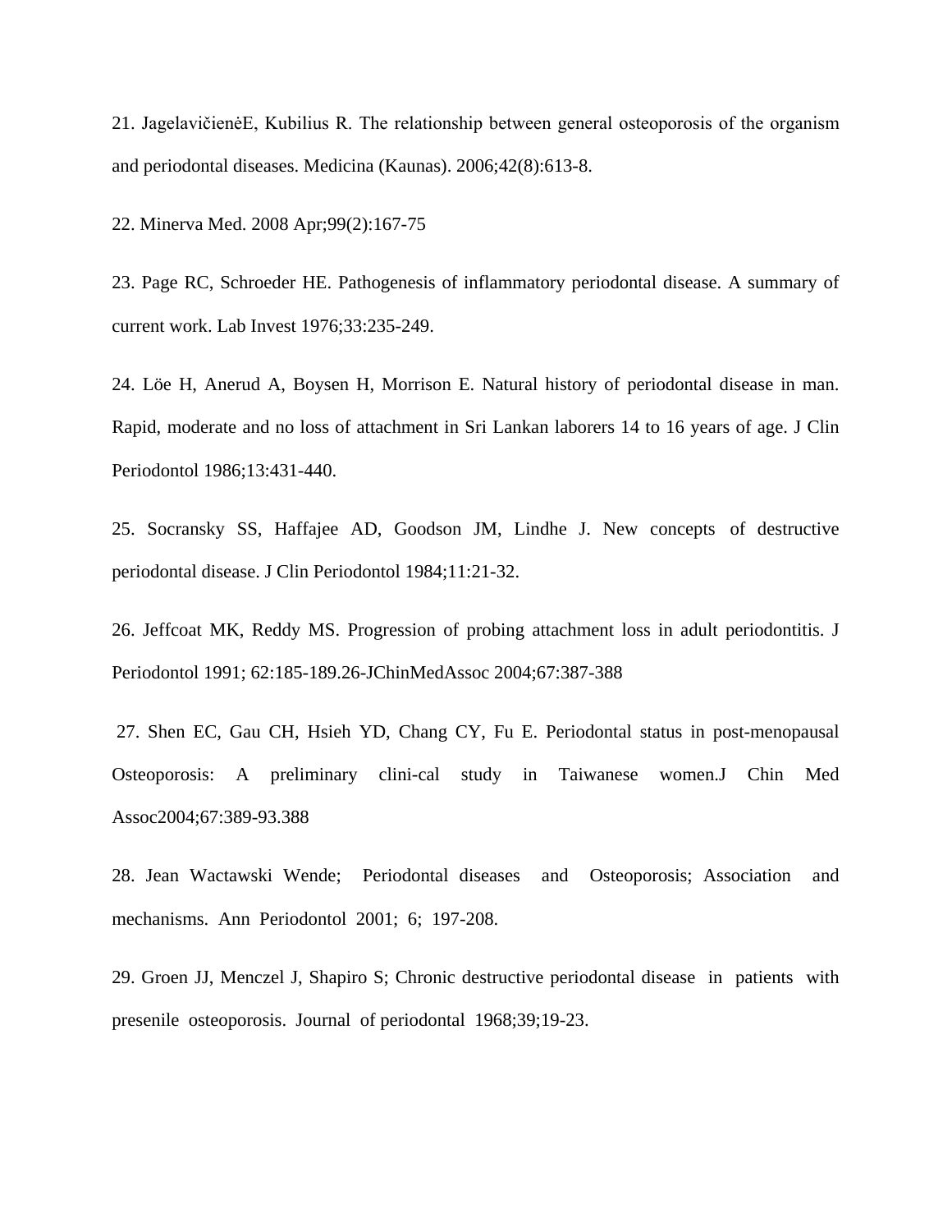21. JagelavičienėE, Kubilius R. The relationship between general osteoporosis of the organism and periodontal diseases. Medicina (Kaunas). 2006;42(8):613-8.

22. Minerva Med. 2008 Apr;99(2):167-75

23. Page RC, Schroeder HE. Pathogenesis of inflammatory periodontal disease. A summary of current work. Lab Invest 1976;33:235-249.

24. Löe H, Anerud A, Boysen H, Morrison E. Natural history of periodontal disease in man. Rapid, moderate and no loss of attachment in Sri Lankan laborers 14 to 16 years of age. J Clin Periodontol 1986;13:431-440.

25. Socransky SS, Haffajee AD, Goodson JM, Lindhe J. New concepts of destructive periodontal disease. J Clin Periodontol 1984;11:21-32.

26. Jeffcoat MK, Reddy MS. Progression of probing attachment loss in adult periodontitis. J Periodontol 1991; 62:185-189.26-JChinMedAssoc 2004;67:387-388

27. Shen EC, Gau CH, Hsieh YD, Chang CY, Fu E. Periodontal status in post-menopausal Osteoporosis: A preliminary clini-cal study in Taiwanese women.J Chin Med Assoc2004;67:389-93.388

28. Jean Wactawski Wende; Periodontal diseases and Osteoporosis; Association and mechanisms. Ann Periodontol 2001; 6; 197-208.

29. Groen JJ, Menczel J, Shapiro S; Chronic destructive periodontal disease in patients with presenile osteoporosis. Journal of periodontal 1968;39;19-23.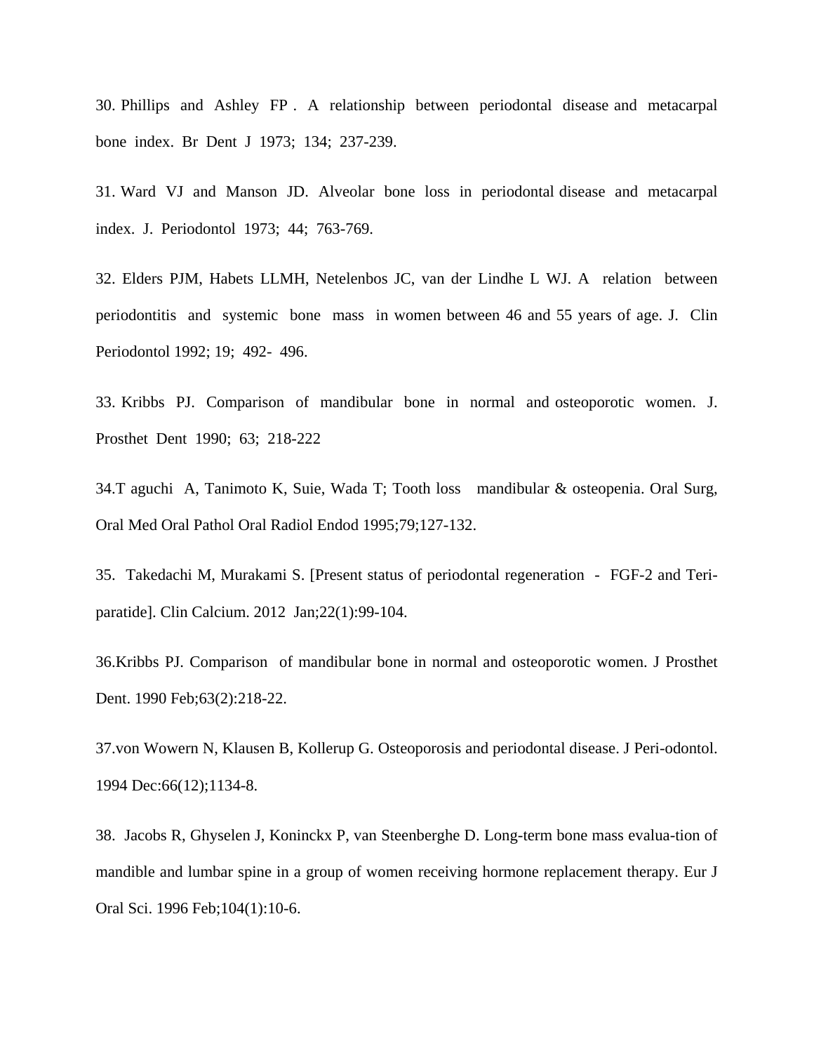30. Phillips and Ashley FP . A relationship between periodontal disease and metacarpal bone index. Br Dent J 1973; 134; 237-239.

31. Ward VJ and Manson JD. Alveolar bone loss in periodontal disease and metacarpal index. J. Periodontol 1973; 44; 763-769.

32. Elders PJM, Habets LLMH, Netelenbos JC, van der Lindhe L WJ. A relation between periodontitis and systemic bone mass in women between 46 and 55 years of age. J. Clin Periodontol 1992; 19; 492- 496.

33. Kribbs PJ. Comparison of mandibular bone in normal and osteoporotic women. J. Prosthet Dent 1990; 63; 218-222

34.T aguchi A, Tanimoto K, Suie, Wada T; Tooth loss mandibular & osteopenia. Oral Surg, Oral Med Oral Pathol Oral Radiol Endod 1995;79;127-132.

35. Takedachi M, Murakami S. [Present status of periodontal regeneration - FGF-2 and Teri-paratide]. Clin Calcium. 2012 Jan;22(1):99-104.

36.Kribbs PJ. Comparison of mandibular bone in normal and osteoporotic women. J Prosthet Dent. 1990 Feb;63(2):218-22.

37.von Wowern N, Klausen B, Kollerup G. Osteoporosis and periodontal disease. J Peri-odontol. 1994 Dec:66(12);1134-8.

38. Jacobs R, Ghyselen J, Koninckx P, van Steenberghe D. Long-term bone mass evalua-tion of mandible and lumbar spine in a group of women receiving hormone replacement therapy. Eur J Oral Sci. 1996 Feb;104(1):10-6.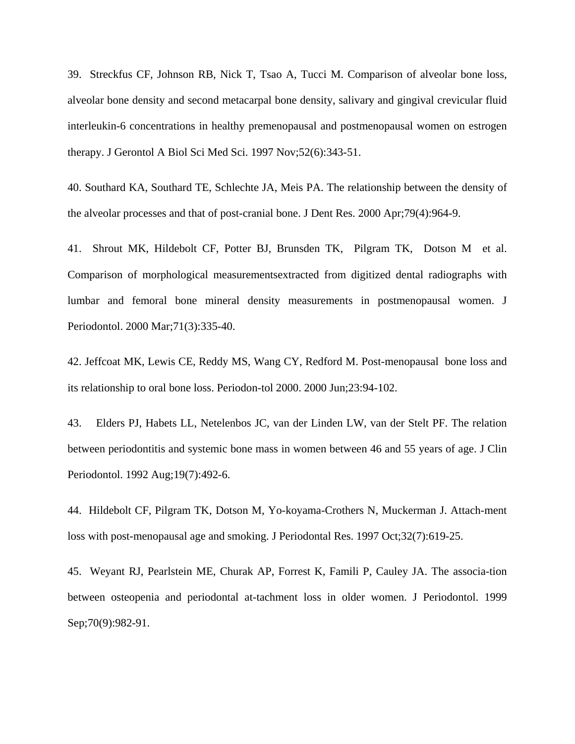39. Streckfus CF, Johnson RB, Nick T, Tsao A, Tucci M. Comparison of alveolar bone loss, alveolar bone density and second metacarpal bone density, salivary and gingival crevicular fluid interleukin-6 concentrations in healthy premenopausal and postmenopausal women on estrogen therapy. J Gerontol A Biol Sci Med Sci. 1997 Nov;52(6):343-51.

40. Southard KA, Southard TE, Schlechte JA, Meis PA. The relationship between the density of the alveolar processes and that of post-cranial bone. J Dent Res. 2000 Apr;79(4):964-9.

41. Shrout MK, Hildebolt CF, Potter BJ, Brunsden TK, Pilgram TK, Dotson M et al. Comparison of morphological measurementsextracted from digitized dental radiographs with lumbar and femoral bone mineral density measurements in postmenopausal women. J Periodontol. 2000 Mar;71(3):335-40.

42. Jeffcoat MK, Lewis CE, Reddy MS, Wang CY, Redford M. Post-menopausal bone loss and its relationship to oral bone loss. Periodon-tol 2000. 2000 Jun;23:94-102.

43. Elders PJ, Habets LL, Netelenbos JC, van der Linden LW, van der Stelt PF. The relation between periodontitis and systemic bone mass in women between 46 and 55 years of age. J Clin Periodontol. 1992 Aug;19(7):492-6.

44. Hildebolt CF, Pilgram TK, Dotson M, Yo-koyama-Crothers N, Muckerman J. Attach-ment loss with post-menopausal age and smoking. J Periodontal Res. 1997 Oct;32(7):619-25.

45. Weyant RJ, Pearlstein ME, Churak AP, Forrest K, Famili P, Cauley JA. The associa-tion between osteopenia and periodontal at-tachment loss in older women. J Periodontol. 1999 Sep;70(9):982-91.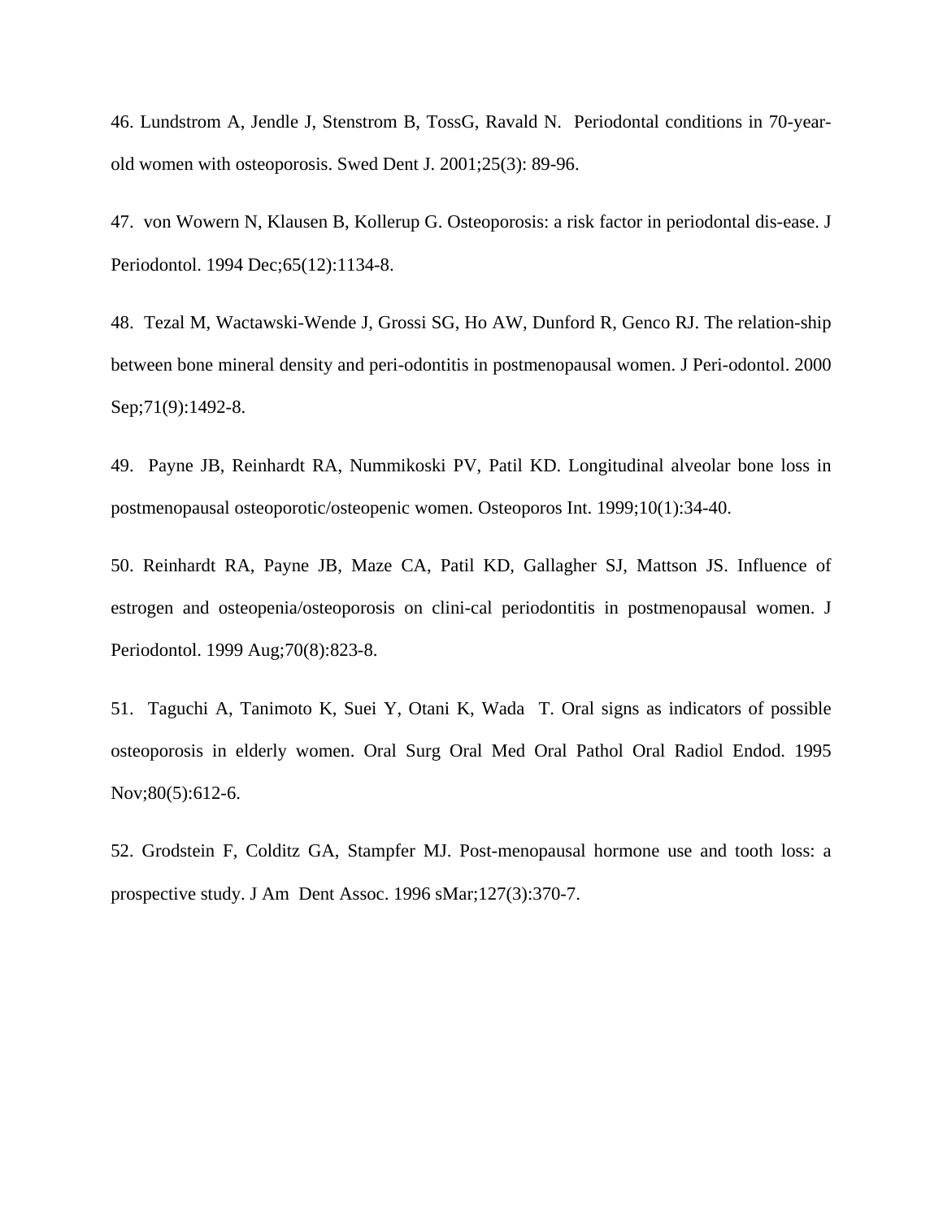46. Lundstrom A, Jendle J, Stenstrom B, TossG, Ravald N. Periodontal conditions in 70-year-old women with osteoporosis. Swed Dent J. 2001;25(3): 89-96.

47. von Wowern N, Klausen B, Kollerup G. Osteoporosis: a risk factor in periodontal dis-ease. J Periodontol. 1994 Dec;65(12):1134-8.

48. Tezal M, Wactawski-Wende J, Grossi SG, Ho AW, Dunford R, Genco RJ. The relation-ship between bone mineral density and peri-odontitis in postmenopausal women. J Peri-odontol. 2000 Sep;71(9):1492-8.

49. Payne JB, Reinhardt RA, Nummikoski PV, Patil KD. Longitudinal alveolar bone loss in postmenopausal osteoporotic/osteopenic women. Osteoporos Int. 1999;10(1):34-40.

50. Reinhardt RA, Payne JB, Maze CA, Patil KD, Gallagher SJ, Mattson JS. Influence of estrogen and osteopenia/osteoporosis on clini-cal periodontitis in postmenopausal women. J Periodontol. 1999 Aug;70(8):823-8.

51. Taguchi A, Tanimoto K, Suei Y, Otani K, Wada T. Oral signs as indicators of possible osteoporosis in elderly women. Oral Surg Oral Med Oral Pathol Oral Radiol Endod. 1995 Nov;80(5):612-6.

52. Grodstein F, Colditz GA, Stampfer MJ. Post-menopausal hormone use and tooth loss: a prospective study. J Am Dent Assoc. 1996 sMar;127(3):370-7.